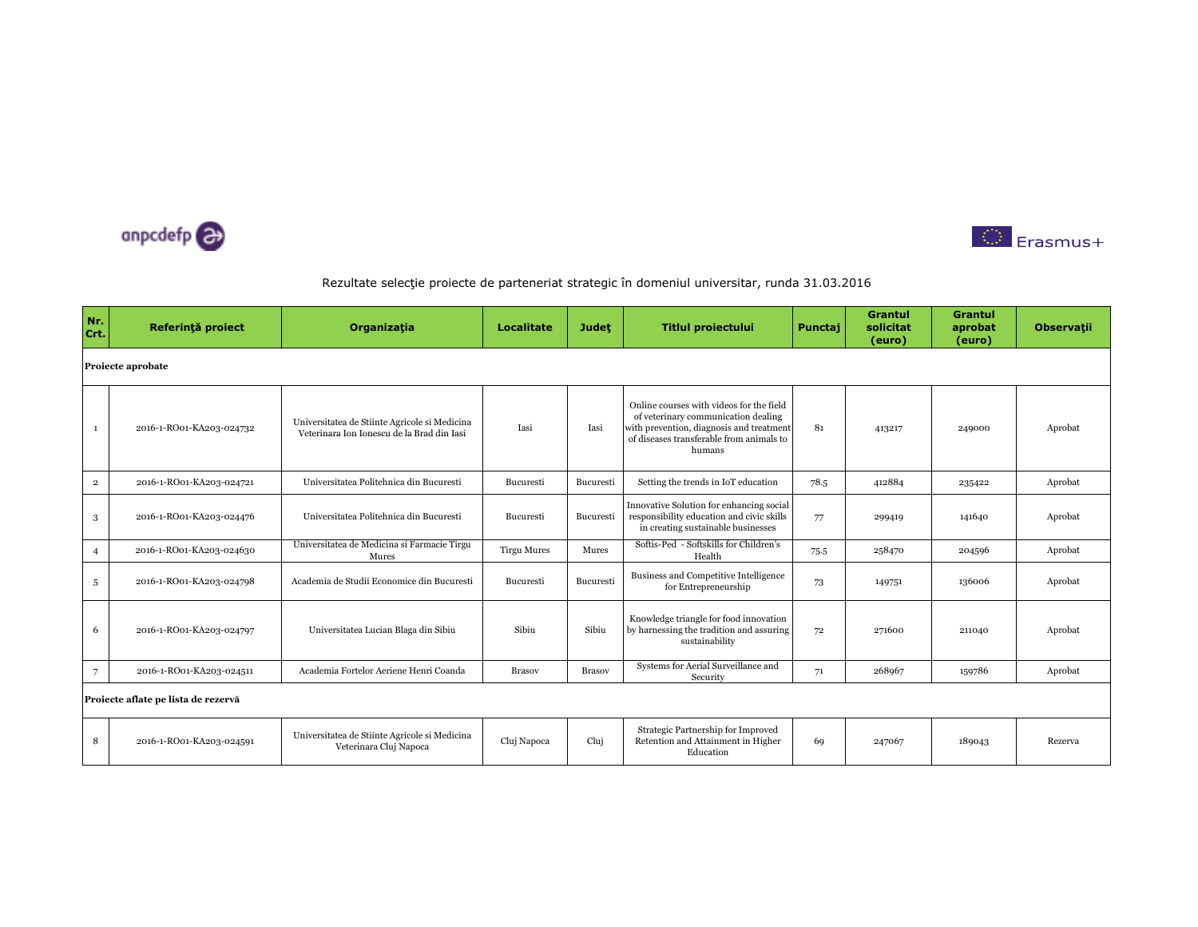anpcdefp

Erasmus+

## Rezultate selecţie proiecte de parteneriat strategic în domeniul universitar, runda 31.03.2016

| Nr. Crt. | Referinţă proiect | Organizaţia | Localitate | Judeţ | Titlul proiectului | Punctaj | Grantul solicitat (euro) | Grantul aprobat (euro) | Observaţii |
|---|---|---|---|---|---|---|---|---|---|
| **Proiecte aprobate** | | | | | | | | | |
| 1 | 2016-1-RO01-KA203-024732 | Universitatea de Stiinte Agricole si Medicina Veterinara Ion Ionescu de la Brad din Iasi | Iasi | Iasi | Online courses with videos for the field of veterinary communication dealing with prevention, diagnosis and treatment of diseases transferable from animals to humans | 81 | 413217 | 249000 | Aprobat |
| 2 | 2016-1-RO01-KA203-024721 | Universitatea Politehnica din Bucuresti | Bucuresti | Bucuresti | Setting the trends in IoT education | 78.5 | 412884 | 235422 | Aprobat |
| 3 | 2016-1-RO01-KA203-024476 | Universitatea Politehnica din Bucuresti | Bucuresti | Bucuresti | Innovative Solution for enhancing social responsibility education and civic skills in creating sustainable businesses | 77 | 299419 | 141640 | Aprobat |
| 4 | 2016-1-RO01-KA203-024630 | Universitatea de Medicina si Farmacie Tirgu Mures | Tirgu Mures | Mures | Softis-Ped - Softskills for Children's Health | 75.5 | 258470 | 204596 | Aprobat |
| 5 | 2016-1-RO01-KA203-024798 | Academia de Studii Economice din Bucuresti | Bucuresti | Bucuresti | Business and Competitive Intelligence for Entrepreneurship | 73 | 149751 | 136006 | Aprobat |
| 6 | 2016-1-RO01-KA203-024797 | Universitatea Lucian Blaga din Sibiu | Sibiu | Sibiu | Knowledge triangle for food innovation by harnessing the tradition and assuring sustainability | 72 | 271600 | 211040 | Aprobat |
| 7 | 2016-1-RO01-KA203-024511 | Academia Fortelor Aeriene Henri Coanda | Brasov | Brasov | Systems for Aerial Surveillance and Security | 71 | 268967 | 159786 | Aprobat |
| **Proiecte aflate pe lista de rezervă** | | | | | | | | | |
| 8 | 2016-1-RO01-KA203-024591 | Universitatea de Stiinte Agricole si Medicina Veterinara Cluj Napoca | Cluj Napoca | Cluj | Strategic Partnership for Improved Retention and Attainment in Higher Education | 69 | 247067 | 189043 | Rezerva |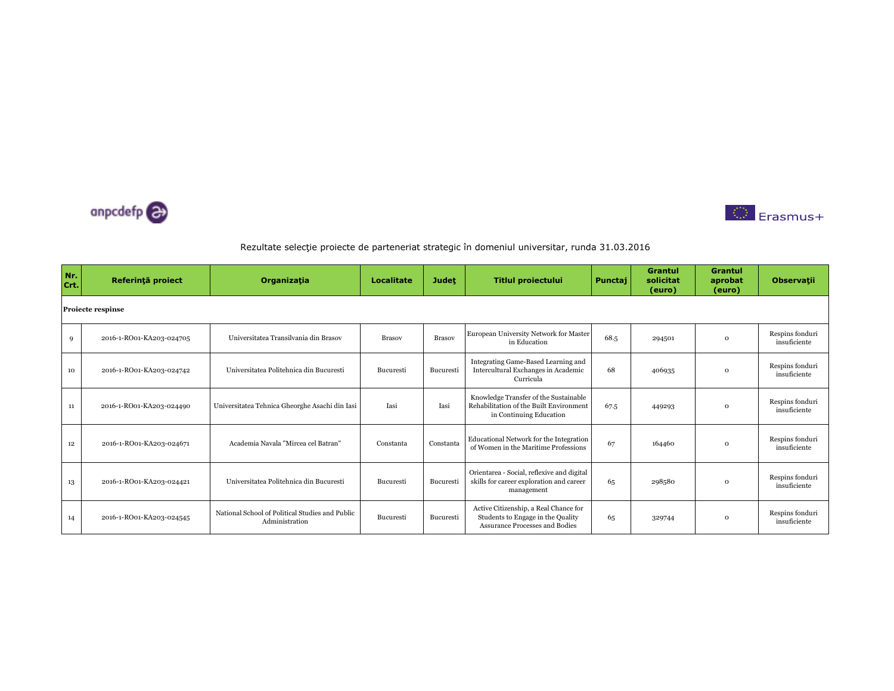anpcdefp

Erasmus+

Rezultate selecţie proiecte de parteneriat strategic în domeniul universitar, runda 31.03.2016

| Nr. Crt. | Referinţă proiect | Organizaţia | Localitate | Judeţ | Titlul proiectului | Punctaj | Grantul solicitat (euro) | Grantul aprobat (euro) | Observaţii |
|---|---|---|---|---|---|---|---|---|---|
| **Proiecte respinse** | | | | | | | | | |
| 9 | 2016-1-RO01-KA203-024705 | Universitatea Transilvania din Brasov | Brasov | Brasov | European University Network for Master in Education | 68.5 | 294501 | 0 | Respins fonduri insuficiente |
| 10 | 2016-1-RO01-KA203-024742 | Universitatea Politehnica din Bucuresti | Bucuresti | Bucuresti | Integrating Game-Based Learning and Intercultural Exchanges in Academic Curricula | 68 | 406935 | 0 | Respins fonduri insuficiente |
| 11 | 2016-1-RO01-KA203-024490 | Universitatea Tehnica Gheorghe Asachi din Iasi | Iasi | Iasi | Knowledge Transfer of the Sustainable Rehabilitation of the Built Environment in Continuing Education | 67.5 | 449293 | 0 | Respins fonduri insuficiente |
| 12 | 2016-1-RO01-KA203-024671 | Academia Navala "Mircea cel Batran" | Constanta | Constanta | Educational Network for the Integration of Women in the Maritime Professions | 67 | 164460 | 0 | Respins fonduri insuficiente |
| 13 | 2016-1-RO01-KA203-024421 | Universitatea Politehnica din Bucuresti | Bucuresti | Bucuresti | Orientarea - Social, reflexive and digital skills for career exploration and career management | 65 | 298580 | 0 | Respins fonduri insuficiente |
| 14 | 2016-1-RO01-KA203-024545 | National School of Political Studies and Public Administration | Bucuresti | Bucuresti | Active Citizenship, a Real Chance for Students to Engage in the Quality Assurance Processes and Bodies | 65 | 329744 | 0 | Respins fonduri insuficiente |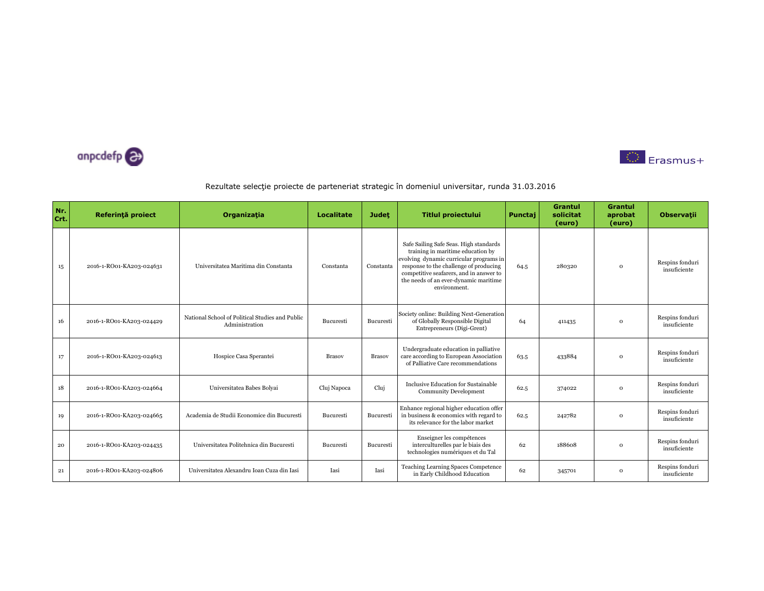Rezultate selecţie proiecte de parteneriat strategic în domeniul universitar, runda 31.03.2016

| Nr. Crt. | Referinţă proiect | Organizaţia | Localitate | Judeţ | Titlul proiectului | Punctaj | Grantul solicitat (euro) | Grantul aprobat (euro) | Observaţii |
|---|---|---|---|---|---|---|---|---|---|
| 15 | 2016-1-RO01-KA203-024631 | Universitatea Maritima din Constanta | Constanta | Constanta | Safe Sailing Safe Seas. High standards training in maritime education by evolving dynamic curricular programs in response to the challenge of producing competitive seafarers, and in answer to the needs of an ever-dynamic maritime environment. | 64.5 | 280320 | 0 | Respins fonduri insuficiente |
| 16 | 2016-1-RO01-KA203-024429 | National School of Political Studies and Public Administration | Bucuresti | Bucuresti | Society online: Building Next-Generation of Globally Responsible Digital Entrepreneurs (Digi-Grent) | 64 | 411435 | 0 | Respins fonduri insuficiente |
| 17 | 2016-1-RO01-KA203-024613 | Hospice Casa Sperantei | Brasov | Brasov | Undergraduate education in palliative care according to European Association of Palliative Care recommendations | 63.5 | 433884 | 0 | Respins fonduri insuficiente |
| 18 | 2016-1-RO01-KA203-024664 | Universitatea Babes Bolyai | Cluj Napoca | Cluj | Inclusive Education for Sustainable Community Development | 62.5 | 374022 | 0 | Respins fonduri insuficiente |
| 19 | 2016-1-RO01-KA203-024665 | Academia de Studii Economice din Bucuresti | Bucuresti | Bucuresti | Enhance regional higher education offer in business & economics with regard to its relevance for the labor market | 62.5 | 242782 | 0 | Respins fonduri insuficiente |
| 20 | 2016-1-RO01-KA203-024435 | Universitatea Politehnica din Bucuresti | Bucuresti | Bucuresti | Enseigner les compétences interculturelles par le biais des technologies numériques et du Tal | 62 | 188608 | 0 | Respins fonduri insuficiente |
| 21 | 2016-1-RO01-KA203-024806 | Universitatea Alexandru Ioan Cuza din Iasi | Iasi | Iasi | Teaching Learning Spaces Competence in Early Childhood Education | 62 | 345701 | 0 | Respins fonduri insuficiente |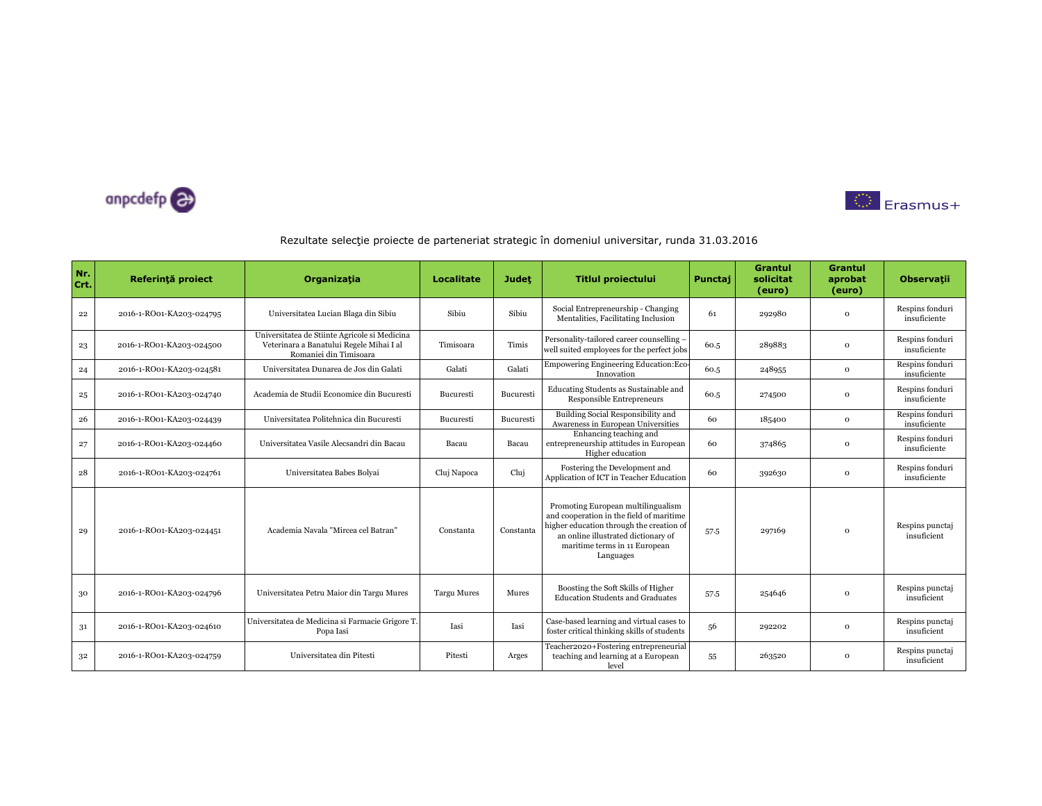Rezultate selecţie proiecte de parteneriat strategic în domeniul universitar, runda 31.03.2016

| Nr. Crt. | Referinţă proiect | Organizaţia | Localitate | Judeţ | Titlul proiectului | Punctaj | Grantul solicitat (euro) | Grantul aprobat (euro) | Observaţii |
|---|---|---|---|---|---|---|---|---|---|
| 22 | 2016-1-RO01-KA203-024795 | Universitatea Lucian Blaga din Sibiu | Sibiu | Sibiu | Social Entrepreneurship - Changing Mentalities, Facilitating Inclusion | 61 | 292980 | 0 | Respins fonduri insuficiente |
| 23 | 2016-1-RO01-KA203-024500 | Universitatea de Stiinte Agricole si Medicina Veterinara a Banatului Regele Mihai I al Romaniei din Timisoara | Timisoara | Timis | Personality-tailored career counselling – well suited employees for the perfect jobs | 60.5 | 289883 | 0 | Respins fonduri insuficiente |
| 24 | 2016-1-RO01-KA203-024581 | Universitatea Dunarea de Jos din Galati | Galati | Galati | Empowering Engineering Education:Eco-Innovation | 60.5 | 248955 | 0 | Respins fonduri insuficiente |
| 25 | 2016-1-RO01-KA203-024740 | Academia de Studii Economice din Bucuresti | Bucuresti | Bucuresti | Educating Students as Sustainable and Responsible Entrepreneurs | 60.5 | 274500 | 0 | Respins fonduri insuficiente |
| 26 | 2016-1-RO01-KA203-024439 | Universitatea Politehnica din Bucuresti | Bucuresti | Bucuresti | Building Social Responsibility and Awareness in European Universities | 60 | 185400 | 0 | Respins fonduri insuficiente |
| 27 | 2016-1-RO01-KA203-024460 | Universitatea Vasile Alecsandri din Bacau | Bacau | Bacau | Enhancing teaching and entrepreneurship attitudes in European Higher education | 60 | 374865 | 0 | Respins fonduri insuficiente |
| 28 | 2016-1-RO01-KA203-024761 | Universitatea Babes Bolyai | Cluj Napoca | Cluj | Fostering the Development and Application of ICT in Teacher Education | 60 | 392630 | 0 | Respins fonduri insuficiente |
| 29 | 2016-1-RO01-KA203-024451 | Academia Navala "Mircea cel Batran" | Constanta | Constanta | Promoting European multilingualism and cooperation in the field of maritime higher education through the creation of an online illustrated dictionary of maritime terms in 11 European Languages | 57.5 | 297169 | 0 | Respins punctaj insuficient |
| 30 | 2016-1-RO01-KA203-024796 | Universitatea Petru Maior din Targu Mures | Targu Mures | Mures | Boosting the Soft Skills of Higher Education Students and Graduates | 57.5 | 254646 | 0 | Respins punctaj insuficient |
| 31 | 2016-1-RO01-KA203-024610 | Universitatea de Medicina si Farmacie Grigore T. Popa Iasi | Iasi | Iasi | Case-based learning and virtual cases to foster critical thinking skills of students | 56 | 292202 | 0 | Respins punctaj insuficient |
| 32 | 2016-1-RO01-KA203-024759 | Universitatea din Pitesti | Pitesti | Arges | Teacher2020+Fostering entrepreneurial teaching and learning at a European level | 55 | 263520 | 0 | Respins punctaj insuficient |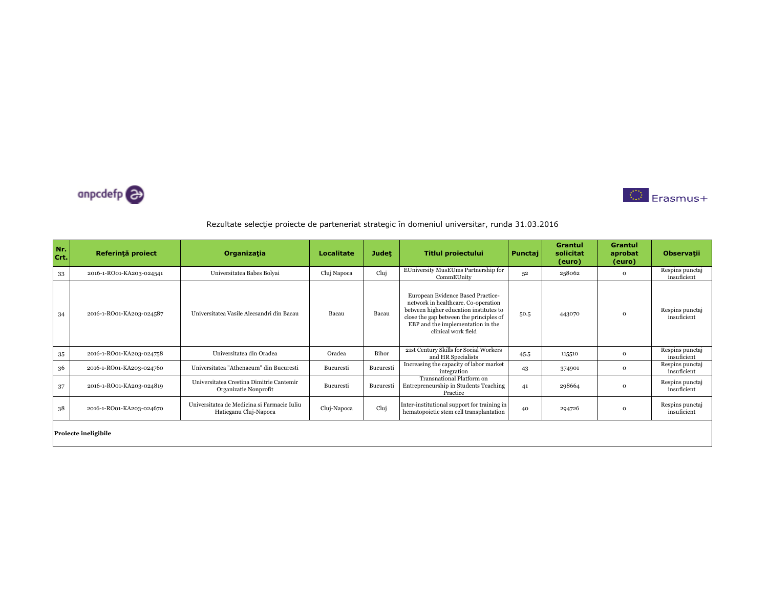Rezultate selecţie proiecte de parteneriat strategic în domeniul universitar, runda 31.03.2016

| Nr. Crt. | Referinţă proiect | Organizaţia | Localitate | Judeţ | Titlul proiectului | Punctaj | Grantul solicitat (euro) | Grantul aprobat (euro) | Observaţii |
|---|---|---|---|---|---|---|---|---|---|
| 33 | 2016-1-RO01-KA203-024541 | Universitatea Babes Bolyai | Cluj Napoca | Cluj | EUniversity MusEUms Partnership for CommEUnity | 52 | 258062 | 0 | Respins punctaj insuficient |
| 34 | 2016-1-RO01-KA203-024587 | Universitatea Vasile Alecsandri din Bacau | Bacau | Bacau | European Evidence Based Practice-network in healthcare. Co-operation between higher education institutes to close the gap between the principles of EBP and the implementation in the clinical work field | 50.5 | 443070 | 0 | Respins punctaj insuficient |
| 35 | 2016-1-RO01-KA203-024758 | Universitatea din Oradea | Oradea | Bihor | 21st Century Skills for Social Workers and HR Specialists | 45.5 | 115510 | 0 | Respins punctaj insuficient |
| 36 | 2016-1-RO01-KA203-024760 | Universitatea "Athenaeum" din Bucuresti | Bucuresti | Bucuresti | Increasing the capacity of labor market integration | 43 | 374901 | 0 | Respins punctaj insuficient |
| 37 | 2016-1-RO01-KA203-024819 | Universitatea Crestina Dimitrie Cantemir Organizatie Nonprofit | Bucuresti | Bucuresti | Transnational Platform on Entrepreneurship in Students Teaching Practice | 41 | 298664 | 0 | Respins punctaj insuficient |
| 38 | 2016-1-RO01-KA203-024670 | Universitatea de Medicina si Farmacie Iuliu Hatieganu Cluj-Napoca | Cluj-Napoca | Cluj | Inter-institutional support for training in hematopoietic stem cell transplantation | 40 | 294726 | 0 | Respins punctaj insuficient |
| **Proiecte ineligibile** | | | | | | | | | |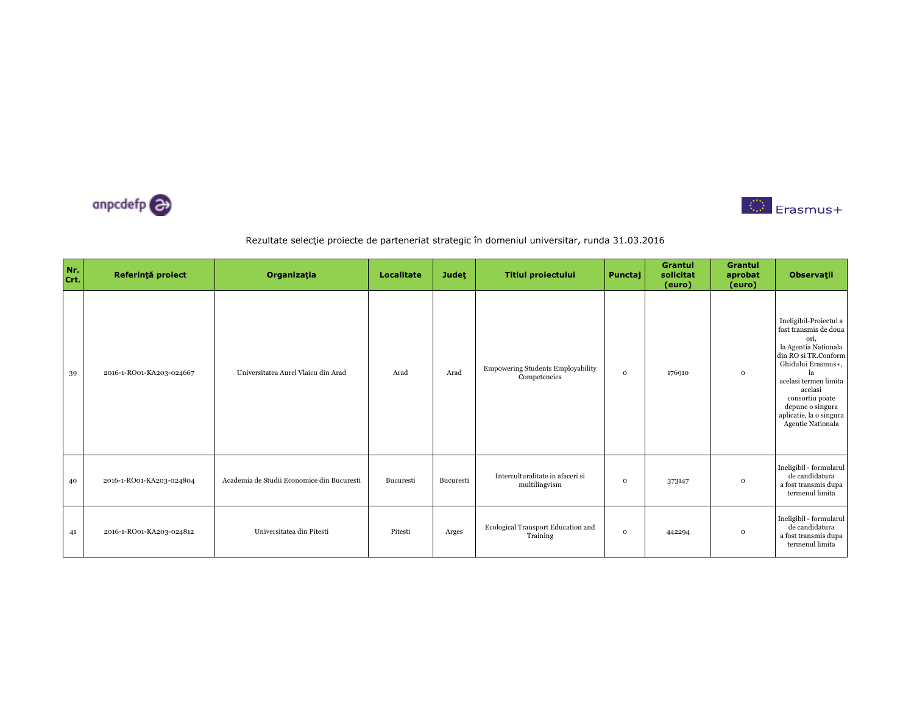Rezultate selecţie proiecte de parteneriat strategic în domeniul universitar, runda 31.03.2016

| Nr. Crt. | Referinţă proiect | Organizaţia | Localitate | Judeţ | Titlul proiectului | Punctaj | Grantul solicitat (euro) | Grantul aprobat (euro) | Observaţii |
|---|---|---|---|---|---|---|---|---|---|
| 39 | 2016-1-RO01-KA203-024667 | Universitatea Aurel Vlaicu din Arad | Arad | Arad | Empowering Students Employability Competencies | 0 | 176910 | 0 | Ineligibil-Proiectul a fost transmis de doua ori, la Agentia Nationala din RO si TR.Conform Ghidului Erasmus+, la acelasi termen limita acelasi consortiu poate depune o singura aplicatie, la o singura Agentie Nationala |
| 40 | 2016-1-RO01-KA203-024804 | Academia de Studii Economice din Bucuresti | Bucuresti | Bucuresti | Interculturalitate in afaceri si multilingvism | 0 | 373147 | 0 | Ineligibil - formularul de candidatura a fost transmis dupa termenul limita |
| 41 | 2016-1-RO01-KA203-024812 | Universitatea din Pitesti | Pitesti | Arges | Ecological Transport Education and Training | 0 | 442294 | 0 | Ineligibil - formularul de candidatura a fost transmis dupa termenul limita |